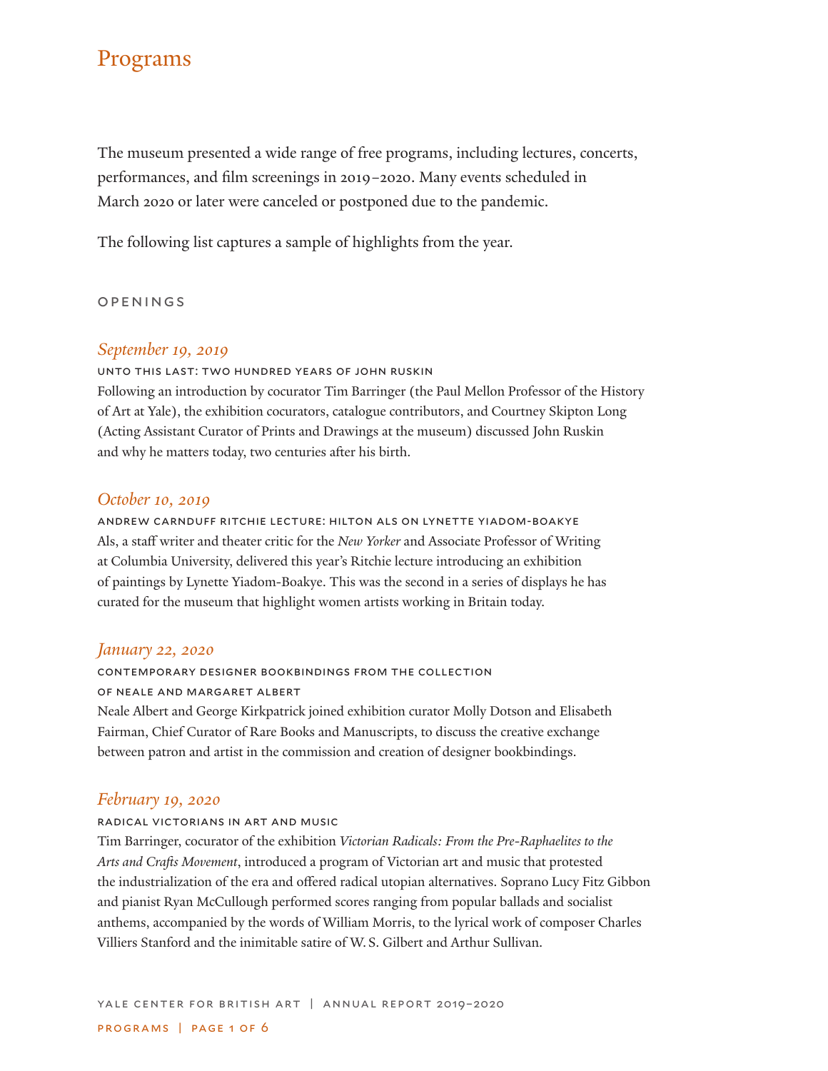# Programs

The museum presented a wide range of free programs, including lectures, concerts, performances, and film screenings in 2019–2020. Many events scheduled in March 2020 or later were canceled or postponed due to the pandemic.

The following list captures a sample of highlights from the year.

## OPENINGS

### *September 19, 2019*

UNTO THIS LAST: TWO HUNDRED YEARS OF JOHN RUSKIN

Following an introduction by cocurator Tim Barringer (the Paul Mellon Professor of the History of Art at Yale), the exhibition cocurators, catalogue contributors, and Courtney Skipton Long (Acting Assistant Curator of Prints and Drawings at the museum) discussed John Ruskin and why he matters today, two centuries after his birth.

### *October 10, 2019*

ANDREW CARNDUFF RITCHIE LECTURE: HILTON ALS ON LYNETTE YIADOM-BOAKYE

Als, a staff writer and theater critic for the *New Yorker* and Associate Professor of Writing at Columbia University, delivered this year's Ritchie lecture introducing an exhibition of paintings by Lynette Yiadom-Boakye. This was the second in a series of displays he has curated for the museum that highlight women artists working in Britain today.

### *January 22, 2020*

CONTEMPORARY DESIGNER BOOKBINDINGS FROM THE COLLECTION OF NEALE AND MARGARET ALBERT

Neale Albert and George Kirkpatrick joined exhibition curator Molly Dotson and Elisabeth Fairman, Chief Curator of Rare Books and Manuscripts, to discuss the creative exchange between patron and artist in the commission and creation of designer bookbindings.

### *February 19, 2020*

RADICAL VICTORIANS IN ART AND MUSIC

Tim Barringer, cocurator of the exhibition *Victorian Radicals: From the Pre-Raphaelites to the Arts and Crafts Movement*, introduced a program of Victorian art and music that protested the industrialization of the era and offered radical utopian alternatives. Soprano Lucy Fitz Gibbon and pianist Ryan McCullough performed scores ranging from popular ballads and socialist anthems, accompanied by the words of William Morris, to the lyrical work of composer Charles Villiers Stanford and the inimitable satire of W. S. Gilbert and Arthur Sullivan.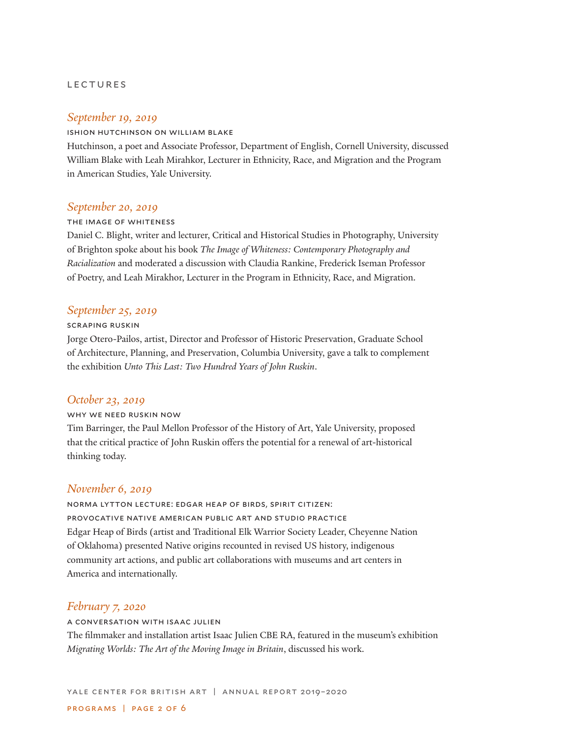## LECTURES

### *September 19, 2019*

**ISHION HUTCHINSON ON WILLIAM BLAKE**

Hutchinson, a poet and Associate Professor, Department of English, Cornell University, discussed William Blake with Leah Mirahkor, Lecturer in Ethnicity, Race, and Migration and the Program in American Studies, Yale University.

### *September 20, 2019*

**THE IMAGE OF WHITENESS**

Daniel C. Blight, writer and lecturer, Critical and Historical Studies in Photography, University of Brighton spoke about his book *The Image of Whiteness: Contemporary Photography and Racialization* and moderated a discussion with Claudia Rankine, Frederick Iseman Professor of Poetry, and Leah Mirakhor, Lecturer in the Program in Ethnicity, Race, and Migration.

### *September 25, 2019*

**SCRAPING RUSKIN**

Jorge Otero-Pailos, artist, Director and Professor of Historic Preservation, Graduate School of Architecture, Planning, and Preservation, Columbia University, gave a talk to complement the exhibition *Unto This Last: Two Hundred Years of John Ruskin*.

### *October 23, 2019*

**WHY WE NEED RUSKIN NOW**

Tim Barringer, the Paul Mellon Professor of the History of Art, Yale University, proposed that the critical practice of John Ruskin offers the potential for a renewal of art-historical thinking today.

### *November 6, 2019*

**NORMA LYTTON LECTURE: EDGAR HEAP OF BIRDS, SPIRIT CITIZEN: PROVOCATIVE NATIVE AMERICAN PUBLIC ART AND STUDIO PRACTICE**

Edgar Heap of Birds (artist and Traditional Elk Warrior Society Leader, Cheyenne Nation of Oklahoma) presented Native origins recounted in revised US history, indigenous community art actions, and public art collaborations with museums and art centers in America and internationally.

### *February 7, 2020*

**A CONVERSATION WITH ISAAC JULIEN**

The filmmaker and installation artist Isaac Julien CBE RA, featured in the museum's exhibition *Migrating Worlds: The Art of the Moving Image in Britain*, discussed his work.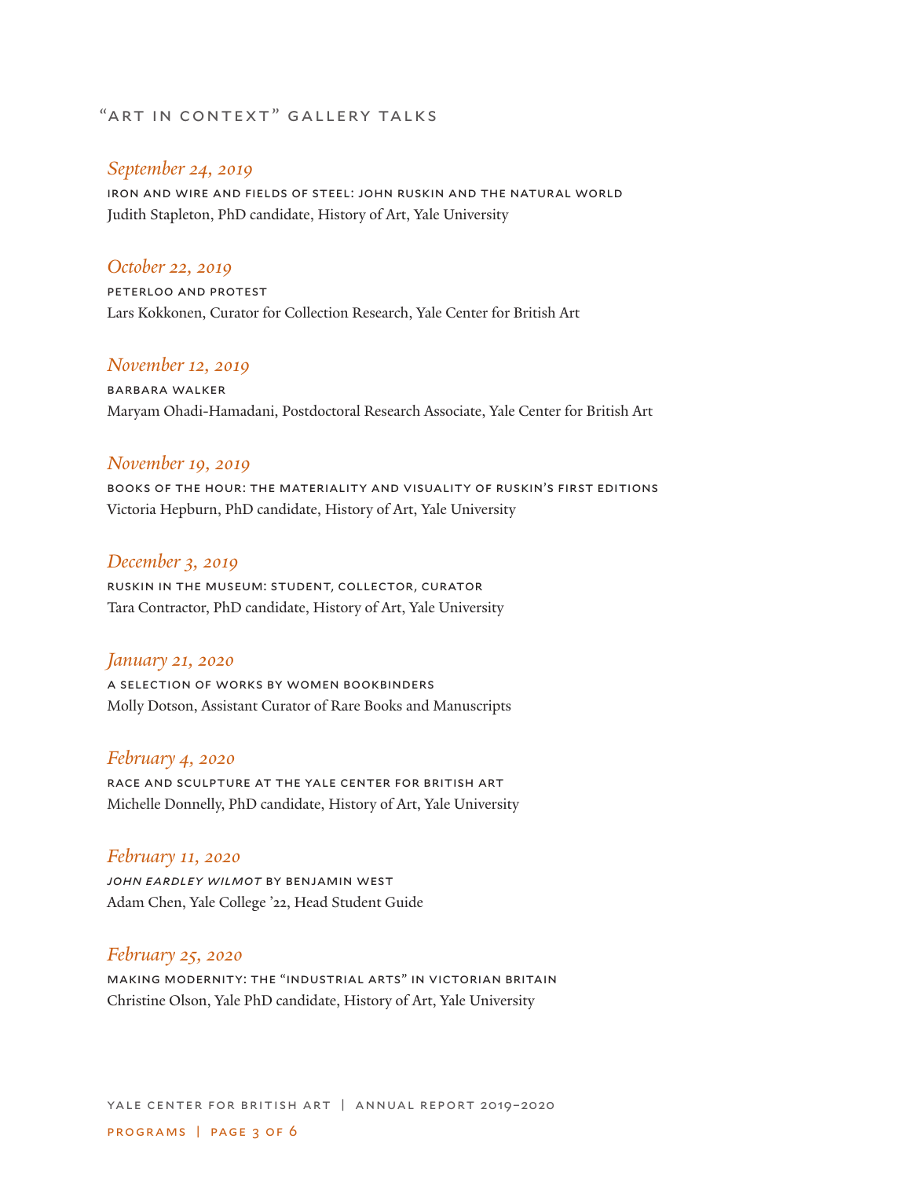## "ART IN CONTEXT" GALLERY TALKS

*September 24, 2019*

IRON AND WIRE AND FIELDS OF STEEL: JOHN RUSKIN AND THE NATURAL WORLD
Judith Stapleton, PhD candidate, History of Art, Yale University

*October 22, 2019*

PETERLOO AND PROTEST
Lars Kokkonen, Curator for Collection Research, Yale Center for British Art

*November 12, 2019*

BARBARA WALKER
Maryam Ohadi-Hamadani, Postdoctoral Research Associate, Yale Center for British Art

*November 19, 2019*

BOOKS OF THE HOUR: THE MATERIALITY AND VISUALITY OF RUSKIN'S FIRST EDITIONS
Victoria Hepburn, PhD candidate, History of Art, Yale University

*December 3, 2019*

RUSKIN IN THE MUSEUM: STUDENT, COLLECTOR, CURATOR
Tara Contractor, PhD candidate, History of Art, Yale University

*January 21, 2020*

A SELECTION OF WORKS BY WOMEN BOOKBINDERS
Molly Dotson, Assistant Curator of Rare Books and Manuscripts

*February 4, 2020*

RACE AND SCULPTURE AT THE YALE CENTER FOR BRITISH ART
Michelle Donnelly, PhD candidate, History of Art, Yale University

*February 11, 2020*

*JOHN EARDLEY WILMOT* BY BENJAMIN WEST
Adam Chen, Yale College '22, Head Student Guide

*February 25, 2020*

MAKING MODERNITY: THE "INDUSTRIAL ARTS" IN VICTORIAN BRITAIN
Christine Olson, Yale PhD candidate, History of Art, Yale University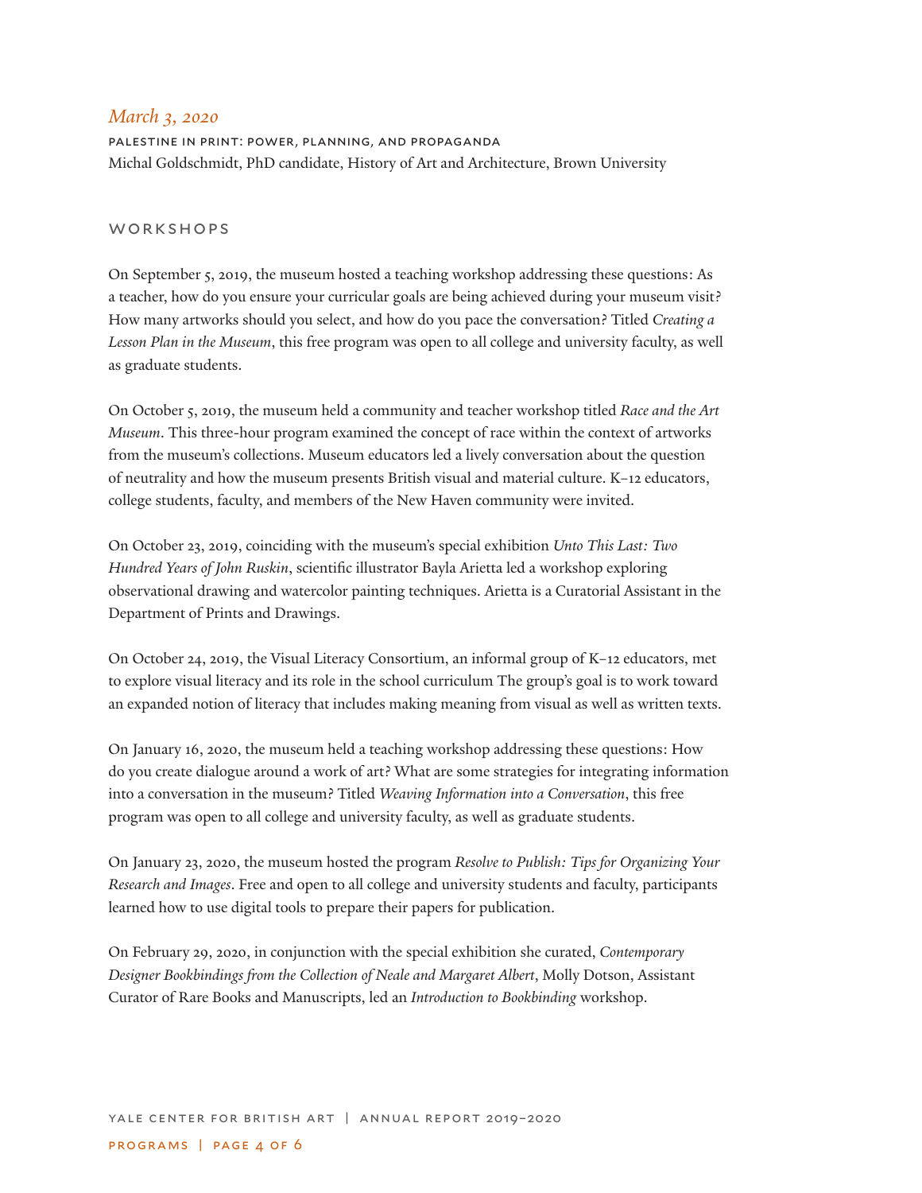*March 3, 2020*

PALESTINE IN PRINT: POWER, PLANNING, AND PROPAGANDA
Michal Goldschmidt, PhD candidate, History of Art and Architecture, Brown University

## WORKSHOPS

On September 5, 2019, the museum hosted a teaching workshop addressing these questions: As a teacher, how do you ensure your curricular goals are being achieved during your museum visit? How many artworks should you select, and how do you pace the conversation? Titled *Creating a Lesson Plan in the Museum*, this free program was open to all college and university faculty, as well as graduate students.

On October 5, 2019, the museum held a community and teacher workshop titled *Race and the Art Museum*. This three-hour program examined the concept of race within the context of artworks from the museum's collections. Museum educators led a lively conversation about the question of neutrality and how the museum presents British visual and material culture. K–12 educators, college students, faculty, and members of the New Haven community were invited.

On October 23, 2019, coinciding with the museum's special exhibition *Unto This Last: Two Hundred Years of John Ruskin*, scientific illustrator Bayla Arietta led a workshop exploring observational drawing and watercolor painting techniques. Arietta is a Curatorial Assistant in the Department of Prints and Drawings.

On October 24, 2019, the Visual Literacy Consortium, an informal group of K–12 educators, met to explore visual literacy and its role in the school curriculum The group's goal is to work toward an expanded notion of literacy that includes making meaning from visual as well as written texts.

On January 16, 2020, the museum held a teaching workshop addressing these questions: How do you create dialogue around a work of art? What are some strategies for integrating information into a conversation in the museum? Titled *Weaving Information into a Conversation*, this free program was open to all college and university faculty, as well as graduate students.

On January 23, 2020, the museum hosted the program *Resolve to Publish: Tips for Organizing Your Research and Images*. Free and open to all college and university students and faculty, participants learned how to use digital tools to prepare their papers for publication.

On February 29, 2020, in conjunction with the special exhibition she curated, *Contemporary Designer Bookbindings from the Collection of Neale and Margaret Albert*, Molly Dotson, Assistant Curator of Rare Books and Manuscripts, led an *Introduction to Bookbinding* workshop.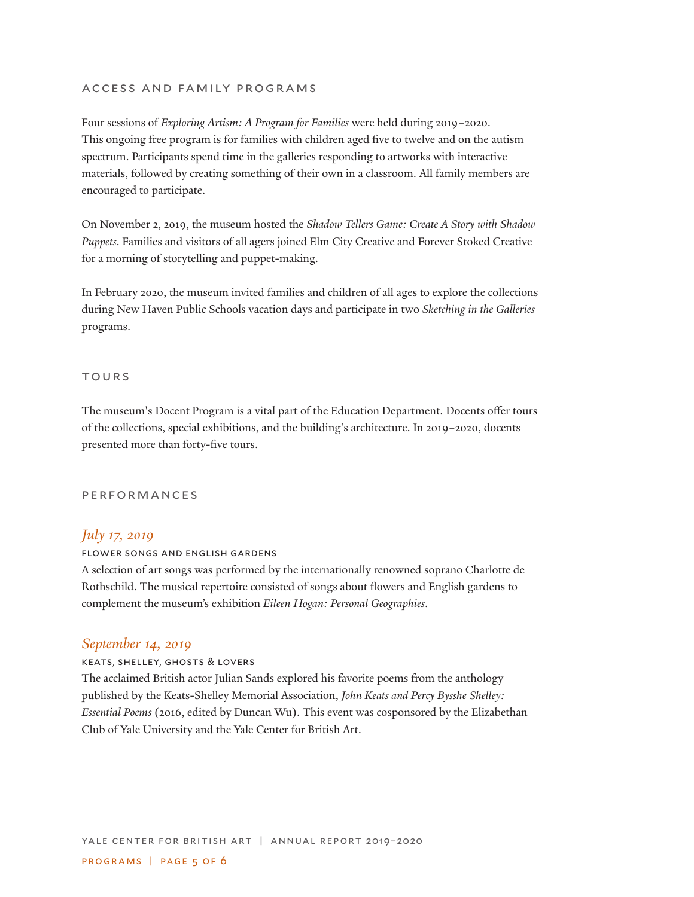## ACCESS AND FAMILY PROGRAMS

Four sessions of *Exploring Artism: A Program for Families* were held during 2019–2020. This ongoing free program is for families with children aged five to twelve and on the autism spectrum. Participants spend time in the galleries responding to artworks with interactive materials, followed by creating something of their own in a classroom. All family members are encouraged to participate.

On November 2, 2019, the museum hosted the *Shadow Tellers Game: Create A Story with Shadow Puppets*. Families and visitors of all agers joined Elm City Creative and Forever Stoked Creative for a morning of storytelling and puppet-making.

In February 2020, the museum invited families and children of all ages to explore the collections during New Haven Public Schools vacation days and participate in two *Sketching in the Galleries* programs.

## TOURS

The museum's Docent Program is a vital part of the Education Department. Docents offer tours of the collections, special exhibitions, and the building's architecture. In 2019–2020, docents presented more than forty-five tours.

## PERFORMANCES

### *July 17, 2019*

#### FLOWER SONGS AND ENGLISH GARDENS

A selection of art songs was performed by the internationally renowned soprano Charlotte de Rothschild. The musical repertoire consisted of songs about flowers and English gardens to complement the museum's exhibition *Eileen Hogan: Personal Geographies*.

### *September 14, 2019*

#### KEATS, SHELLEY, GHOSTS & LOVERS

The acclaimed British actor Julian Sands explored his favorite poems from the anthology published by the Keats-Shelley Memorial Association, *John Keats and Percy Bysshe Shelley: Essential Poems* (2016, edited by Duncan Wu). This event was cosponsored by the Elizabethan Club of Yale University and the Yale Center for British Art.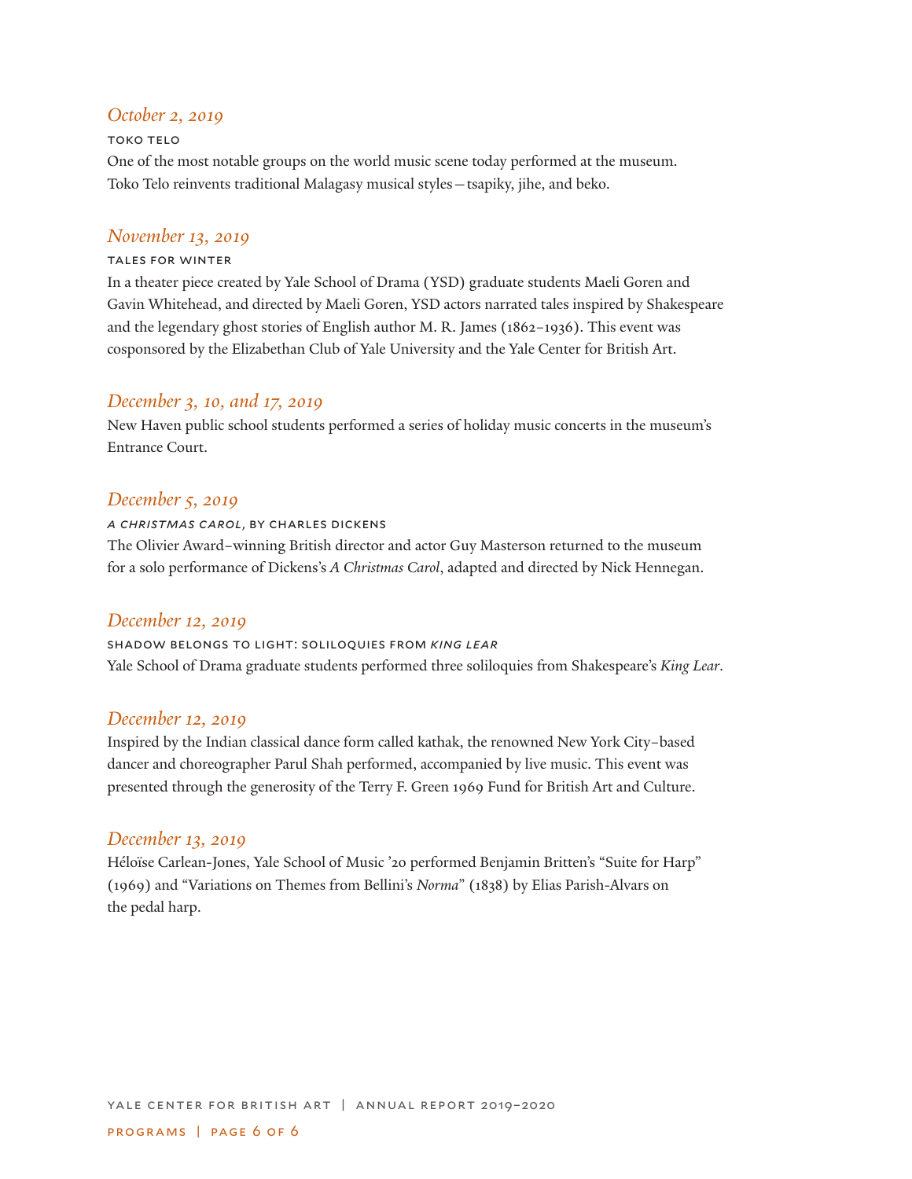### *October 2, 2019*

TOKO TELO

One of the most notable groups on the world music scene today performed at the museum. Toko Telo reinvents traditional Malagasy musical styles—tsapiky, jihe, and beko.

### *November 13, 2019*

TALES FOR WINTER

In a theater piece created by Yale School of Drama (YSD) graduate students Maeli Goren and Gavin Whitehead, and directed by Maeli Goren, YSD actors narrated tales inspired by Shakespeare and the legendary ghost stories of English author M. R. James (1862–1936). This event was cosponsored by the Elizabethan Club of Yale University and the Yale Center for British Art.

### *December 3, 10, and 17, 2019*

New Haven public school students performed a series of holiday music concerts in the museum's Entrance Court.

### *December 5, 2019*

*A CHRISTMAS CAROL*, BY CHARLES DICKENS

The Olivier Award–winning British director and actor Guy Masterson returned to the museum for a solo performance of Dickens's *A Christmas Carol*, adapted and directed by Nick Hennegan.

### *December 12, 2019*

SHADOW BELONGS TO LIGHT: SOLILOQUIES FROM *KING LEAR*

Yale School of Drama graduate students performed three soliloquies from Shakespeare's *King Lear*.

### *December 12, 2019*

Inspired by the Indian classical dance form called kathak, the renowned New York City–based dancer and choreographer Parul Shah performed, accompanied by live music. This event was presented through the generosity of the Terry F. Green 1969 Fund for British Art and Culture.

### *December 13, 2019*

Héloïse Carlean-Jones, Yale School of Music '20 performed Benjamin Britten's "Suite for Harp" (1969) and "Variations on Themes from Bellini's *Norma*" (1838) by Elias Parish-Alvars on the pedal harp.